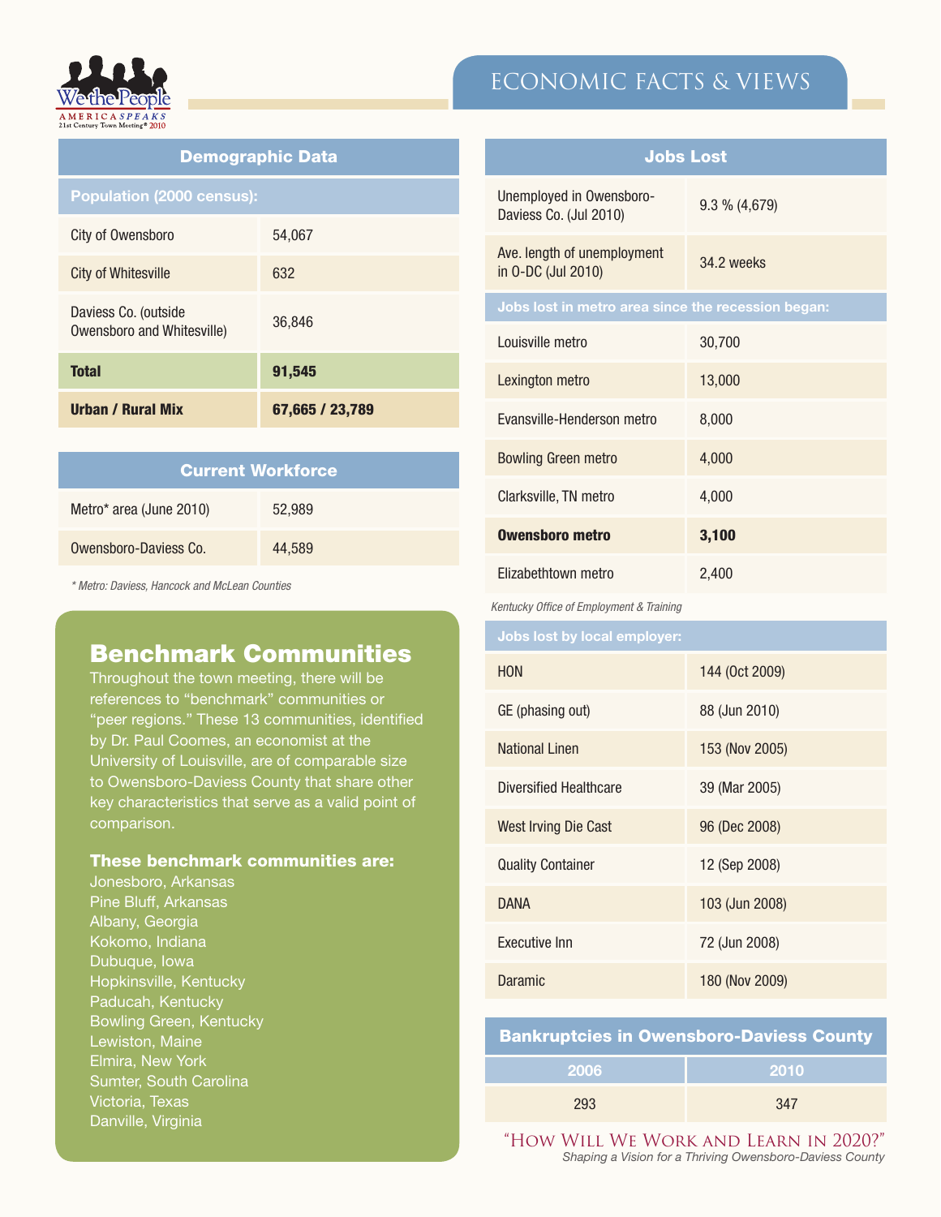# ECONOMIC FACTS & VIEWS

## Demographic Data

| Population (2000 census): | |
|---|---|
| City of Owensboro | 54,067 |
| City of Whitesville | 632 |
| Daviess Co. (outside Owensboro and Whitesville) | 36,846 |
| **Total** | **91,545** |
| **Urban / Rural Mix** | **67,665 / 23,789** |

## Current Workforce

| | |
|---|---|
| Metro* area (June 2010) | 52,989 |
| Owensboro-Daviess Co. | 44,589 |

*\* Metro: Daviess, Hancock and McLean Counties*

## Benchmark Communities

Throughout the town meeting, there will be references to "benchmark" communities or "peer regions." These 13 communities, identified by Dr. Paul Coomes, an economist at the University of Louisville, are of comparable size to Owensboro-Daviess County that share other key characteristics that serve as a valid point of comparison.

### These benchmark communities are:

- Jonesboro, Arkansas
- Pine Bluff, Arkansas
- Albany, Georgia
- Kokomo, Indiana
- Dubuque, Iowa
- Hopkinsville, Kentucky
- Paducah, Kentucky
- Bowling Green, Kentucky
- Lewiston, Maine
- Elmira, New York
- Sumter, South Carolina
- Victoria, Texas
- Danville, Virginia

## Jobs Lost

| | |
|---|---|
| Unemployed in Owensboro-Daviess Co. (Jul 2010) | 9.3 % (4,679) |
| Ave. length of unemployment in O-DC (Jul 2010) | 34.2 weeks |
| **Jobs lost in metro area since the recession began:** | |
| Louisville metro | 30,700 |
| Lexington metro | 13,000 |
| Evansville-Henderson metro | 8,000 |
| Bowling Green metro | 4,000 |
| Clarksville, TN metro | 4,000 |
| **Owensboro metro** | **3,100** |
| Elizabethtown metro | 2,400 |

*Kentucky Office of Employment & Training*

| Jobs lost by local employer: | |
|---|---|
| HON | 144 (Oct 2009) |
| GE (phasing out) | 88 (Jun 2010) |
| National Linen | 153 (Nov 2005) |
| Diversified Healthcare | 39 (Mar 2005) |
| West Irving Die Cast | 96 (Dec 2008) |
| Quality Container | 12 (Sep 2008) |
| DANA | 103 (Jun 2008) |
| Executive Inn | 72 (Jun 2008) |
| Daramic | 180 (Nov 2009) |

## Bankruptcies in Owensboro-Daviess County

| 2006 | 2010 |
|---|---|
| 293 | 347 |

"How Will We Work and Learn in 2020?"
*Shaping a Vision for a Thriving Owensboro-Daviess County*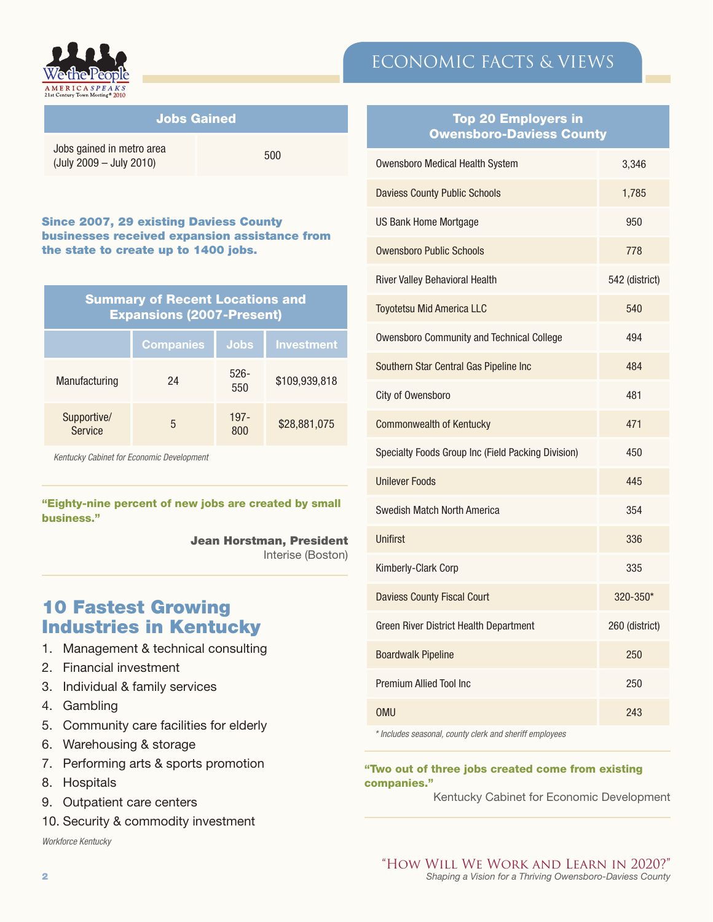## Economic Facts & Views

| Jobs Gained | |
|---|---|
| Jobs gained in metro area (July 2009 – July 2010) | 500 |

**Since 2007, 29 existing Daviess County businesses received expansion assistance from the state to create up to 1400 jobs.**

**Summary of Recent Locations and Expansions (2007-Present)**

| | Companies | Jobs | Investment |
|---|---|---|---|
| Manufacturing | 24 | 526-550 | $109,939,818 |
| Supportive/ Service | 5 | 197-800 | $28,881,075 |

*Kentucky Cabinet for Economic Development*

**"Eighty-nine percent of new jobs are created by small business."**

**Jean Horstman, President**
Interise (Boston)

## 10 Fastest Growing Industries in Kentucky

1. Management & technical consulting
2. Financial investment
3. Individual & family services
4. Gambling
5. Community care facilities for elderly
6. Warehousing & storage
7. Performing arts & sports promotion
8. Hospitals
9. Outpatient care centers
10. Security & commodity investment

*Workforce Kentucky*

**Top 20 Employers in Owensboro-Daviess County**

| Employer | Employees |
|---|---|
| Owensboro Medical Health System | 3,346 |
| Daviess County Public Schools | 1,785 |
| US Bank Home Mortgage | 950 |
| Owensboro Public Schools | 778 |
| River Valley Behavioral Health | 542 (district) |
| Toyotetsu Mid America LLC | 540 |
| Owensboro Community and Technical College | 494 |
| Southern Star Central Gas Pipeline Inc | 484 |
| City of Owensboro | 481 |
| Commonwealth of Kentucky | 471 |
| Specialty Foods Group Inc (Field Packing Division) | 450 |
| Unilever Foods | 445 |
| Swedish Match North America | 354 |
| Unifirst | 336 |
| Kimberly-Clark Corp | 335 |
| Daviess County Fiscal Court | 320-350* |
| Green River District Health Department | 260 (district) |
| Boardwalk Pipeline | 250 |
| Premium Allied Tool Inc | 250 |
| OMU | 243 |

*\* Includes seasonal, county clerk and sheriff employees*

**"Two out of three jobs created come from existing companies."**

Kentucky Cabinet for Economic Development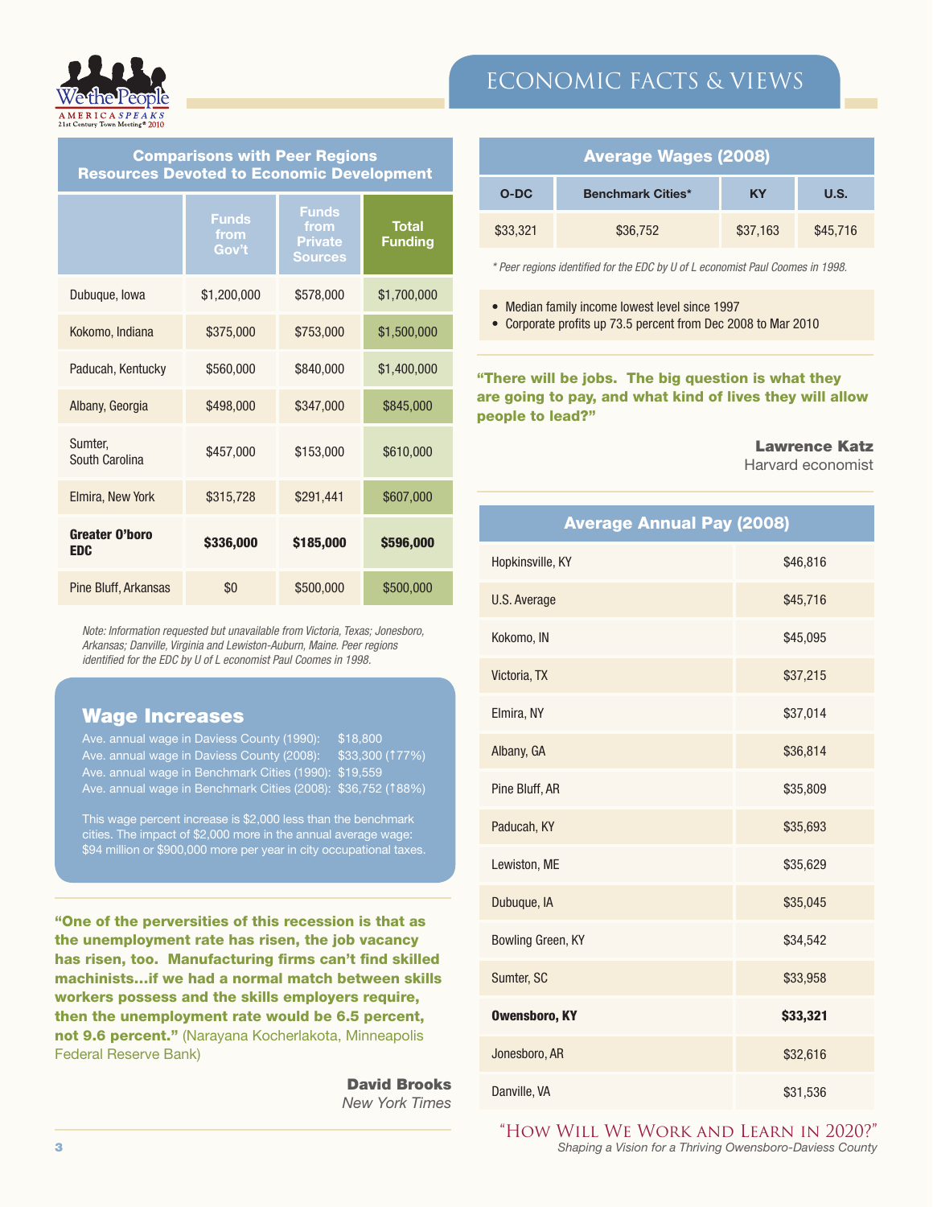# ECONOMIC FACTS & VIEWS

## Comparisons with Peer Regions Resources Devoted to Economic Development

| | Funds from Gov't | Funds from Private Sources | Total Funding |
|---|---|---|---|
| Dubuque, Iowa | $1,200,000 | $578,000 | $1,700,000 |
| Kokomo, Indiana | $375,000 | $753,000 | $1,500,000 |
| Paducah, Kentucky | $560,000 | $840,000 | $1,400,000 |
| Albany, Georgia | $498,000 | $347,000 | $845,000 |
| Sumter, South Carolina | $457,000 | $153,000 | $610,000 |
| Elmira, New York | $315,728 | $291,441 | $607,000 |
| **Greater O'boro EDC** | **$336,000** | **$185,000** | **$596,000** |
| Pine Bluff, Arkansas | $0 | $500,000 | $500,000 |

*Note: Information requested but unavailable from Victoria, Texas; Jonesboro, Arkansas; Danville, Virginia and Lewiston-Auburn, Maine. Peer regions identified for the EDC by U of L economist Paul Coomes in 1998.*

## Wage Increases

Ave. annual wage in Daviess County (1990): $18,800
Ave. annual wage in Daviess County (2008): $33,300 (↑77%)
Ave. annual wage in Benchmark Cities (1990): $19,559
Ave. annual wage in Benchmark Cities (2008): $36,752 (↑88%)

This wage percent increase is $2,000 less than the benchmark cities. The impact of $2,000 more in the annual average wage: $94 million or $900,000 more per year in city occupational taxes.

**"One of the perversities of this recession is that as the unemployment rate has risen, the job vacancy has risen, too. Manufacturing firms can't find skilled machinists…if we had a normal match between skills workers possess and the skills employers require, then the unemployment rate would be 6.5 percent, not 9.6 percent."** (Narayana Kocherlakota, Minneapolis Federal Reserve Bank)

**David Brooks**
*New York Times*

## Average Wages (2008)

| O-DC | Benchmark Cities* | KY | U.S. |
|---|---|---|---|
| $33,321 | $36,752 | $37,163 | $45,716 |

*\* Peer regions identified for the EDC by U of L economist Paul Coomes in 1998.*

- Median family income lowest level since 1997
- Corporate profits up 73.5 percent from Dec 2008 to Mar 2010

**"There will be jobs. The big question is what they are going to pay, and what kind of lives they will allow people to lead?"**

**Lawrence Katz**
Harvard economist

## Average Annual Pay (2008)

| | |
|---|---|
| Hopkinsville, KY | $46,816 |
| U.S. Average | $45,716 |
| Kokomo, IN | $45,095 |
| Victoria, TX | $37,215 |
| Elmira, NY | $37,014 |
| Albany, GA | $36,814 |
| Pine Bluff, AR | $35,809 |
| Paducah, KY | $35,693 |
| Lewiston, ME | $35,629 |
| Dubuque, IA | $35,045 |
| Bowling Green, KY | $34,542 |
| Sumter, SC | $33,958 |
| **Owensboro, KY** | **$33,321** |
| Jonesboro, AR | $32,616 |
| Danville, VA | $31,536 |

"How Will We Work and Learn in 2020?"
*Shaping a Vision for a Thriving Owensboro-Daviess County*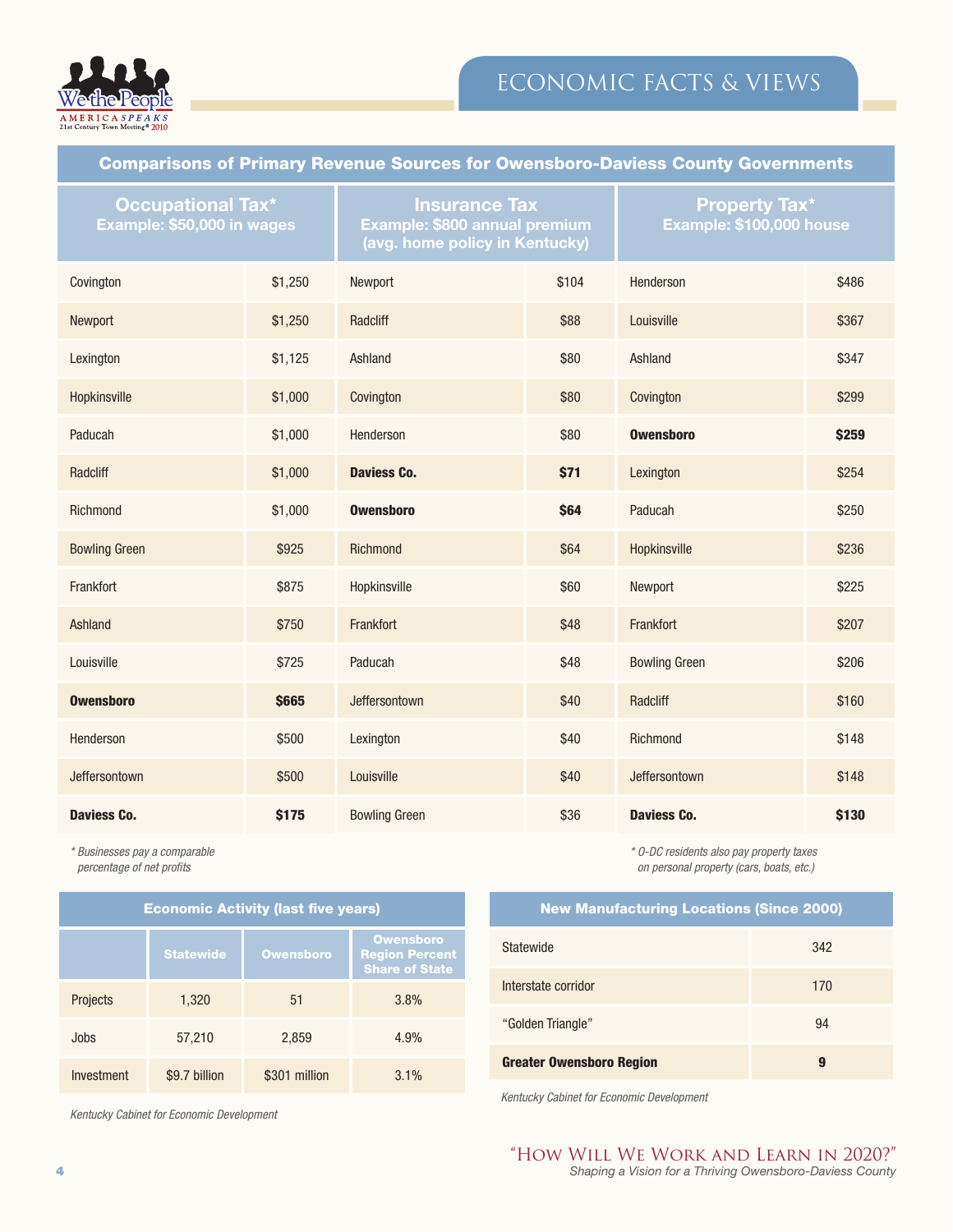# ECONOMIC FACTS & VIEWS

## Comparisons of Primary Revenue Sources for Owensboro-Daviess County Governments

| Occupational Tax* Example: $50,000 in wages | | Insurance Tax Example: $800 annual premium (avg. home policy in Kentucky) | | Property Tax* Example: $100,000 house | |
|---|---|---|---|---|---|
| Covington | $1,250 | Newport | $104 | Henderson | $486 |
| Newport | $1,250 | Radcliff | $88 | Louisville | $367 |
| Lexington | $1,125 | Ashland | $80 | Ashland | $347 |
| Hopkinsville | $1,000 | Covington | $80 | Covington | $299 |
| Paducah | $1,000 | Henderson | $80 | **Owensboro** | **$259** |
| Radcliff | $1,000 | **Daviess Co.** | **$71** | Lexington | $254 |
| Richmond | $1,000 | **Owensboro** | **$64** | Paducah | $250 |
| Bowling Green | $925 | Richmond | $64 | Hopkinsville | $236 |
| Frankfort | $875 | Hopkinsville | $60 | Newport | $225 |
| Ashland | $750 | Frankfort | $48 | Frankfort | $207 |
| Louisville | $725 | Paducah | $48 | Bowling Green | $206 |
| **Owensboro** | **$665** | Jeffersontown | $40 | Radcliff | $160 |
| Henderson | $500 | Lexington | $40 | Richmond | $148 |
| Jeffersontown | $500 | Louisville | $40 | Jeffersontown | $148 |
| **Daviess Co.** | **$175** | Bowling Green | $36 | **Daviess Co.** | **$130** |

*\* Businesses pay a comparable percentage of net profits*

*\* O-DC residents also pay property taxes on personal property (cars, boats, etc.)*

## Economic Activity (last five years)

| | Statewide | Owensboro | Owensboro Region Percent Share of State |
|---|---|---|---|
| Projects | 1,320 | 51 | 3.8% |
| Jobs | 57,210 | 2,859 | 4.9% |
| Investment | $9.7 billion | $301 million | 3.1% |

*Kentucky Cabinet for Economic Development*

## New Manufacturing Locations (Since 2000)

| | |
|---|---|
| Statewide | 342 |
| Interstate corridor | 170 |
| "Golden Triangle" | 94 |
| **Greater Owensboro Region** | **9** |

*Kentucky Cabinet for Economic Development*